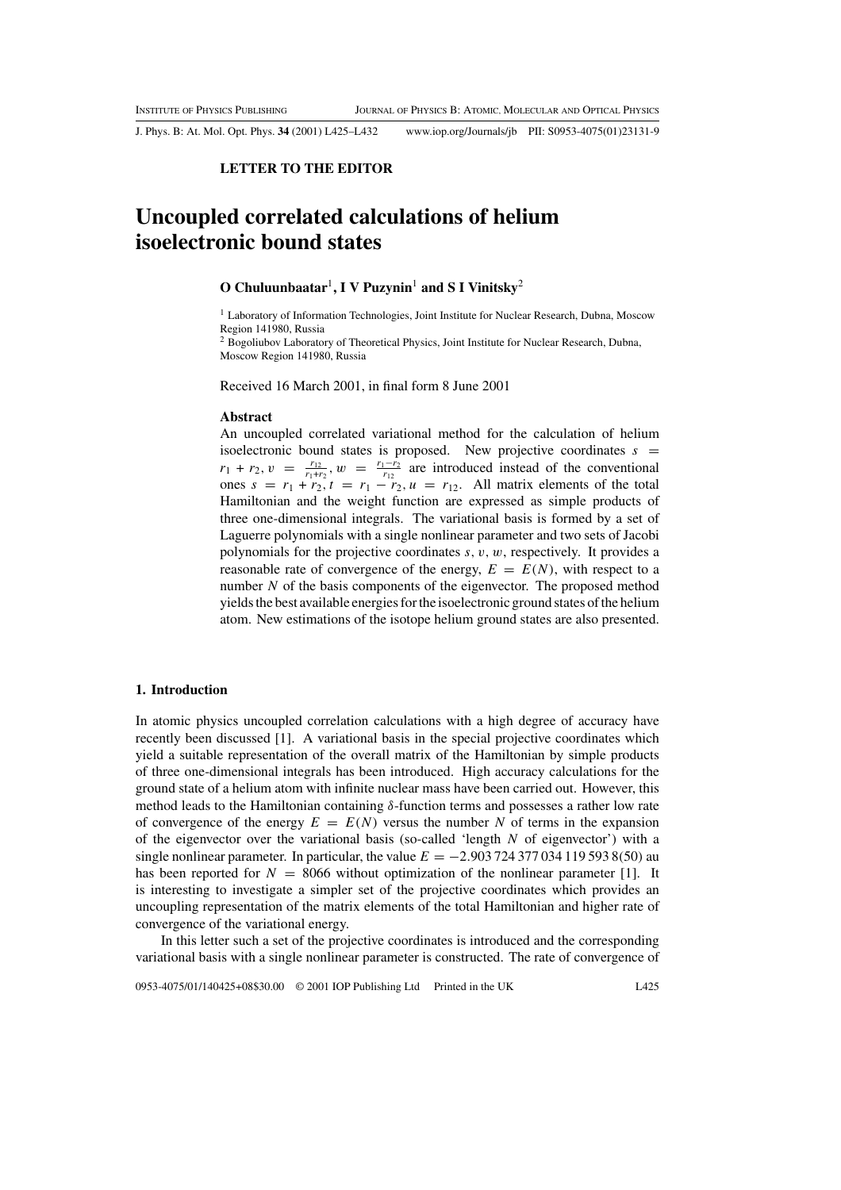**LETTER TO THE EDITOR**

# Uncoupled correlated calculations of helium isoelectronic bound states

**O Chuluunbaatar**[1], **I V Puzynin**[1] **and S I Vinitsky**[2]

[1] Laboratory of Information Technologies, Joint Institute for Nuclear Research, Dubna, Moscow Region 141980, Russia

[2] Bogoliubov Laboratory of Theoretical Physics, Joint Institute for Nuclear Research, Dubna, Moscow Region 141980, Russia

Received 16 March 2001, in final form 8 June 2001

### Abstract

An uncoupled correlated variational method for the calculation of helium isoelectronic bound states is proposed. New projective coordinates $s = r_1 + r_2$, $v = \frac{r_{12}}{r_1+r_2}$, $w = \frac{r_1-r_2}{r_{12}}$ are introduced instead of the conventional ones $s = r_1 + r_2$, $t = r_1 - r_2$, $u = r_{12}$. All matrix elements of the total Hamiltonian and the weight function are expressed as simple products of three one-dimensional integrals. The variational basis is formed by a set of Laguerre polynomials with a single nonlinear parameter and two sets of Jacobi polynomials for the projective coordinates $s$, $v$, $w$, respectively. It provides a reasonable rate of convergence of the energy, $E = E(N)$, with respect to a number $N$ of the basis components of the eigenvector. The proposed method yields the best available energies for the isoelectronic ground states of the helium atom. New estimations of the isotope helium ground states are also presented.

## 1. Introduction

In atomic physics uncoupled correlation calculations with a high degree of accuracy have recently been discussed [1]. A variational basis in the special projective coordinates which yield a suitable representation of the overall matrix of the Hamiltonian by simple products of three one-dimensional integrals has been introduced. High accuracy calculations for the ground state of a helium atom with infinite nuclear mass have been carried out. However, this method leads to the Hamiltonian containing $\delta$-function terms and possesses a rather low rate of convergence of the energy $E = E(N)$ versus the number $N$ of terms in the expansion of the eigenvector over the variational basis (so-called 'length $N$ of eigenvector') with a single nonlinear parameter. In particular, the value $E = -2.903\,724\,377\,034\,119\,593\,8(50)$ au has been reported for $N = 8066$ without optimization of the nonlinear parameter [1]. It is interesting to investigate a simpler set of the projective coordinates which provides an uncoupling representation of the matrix elements of the total Hamiltonian and higher rate of convergence of the variational energy.

In this letter such a set of the projective coordinates is introduced and the corresponding variational basis with a single nonlinear parameter is constructed. The rate of convergence of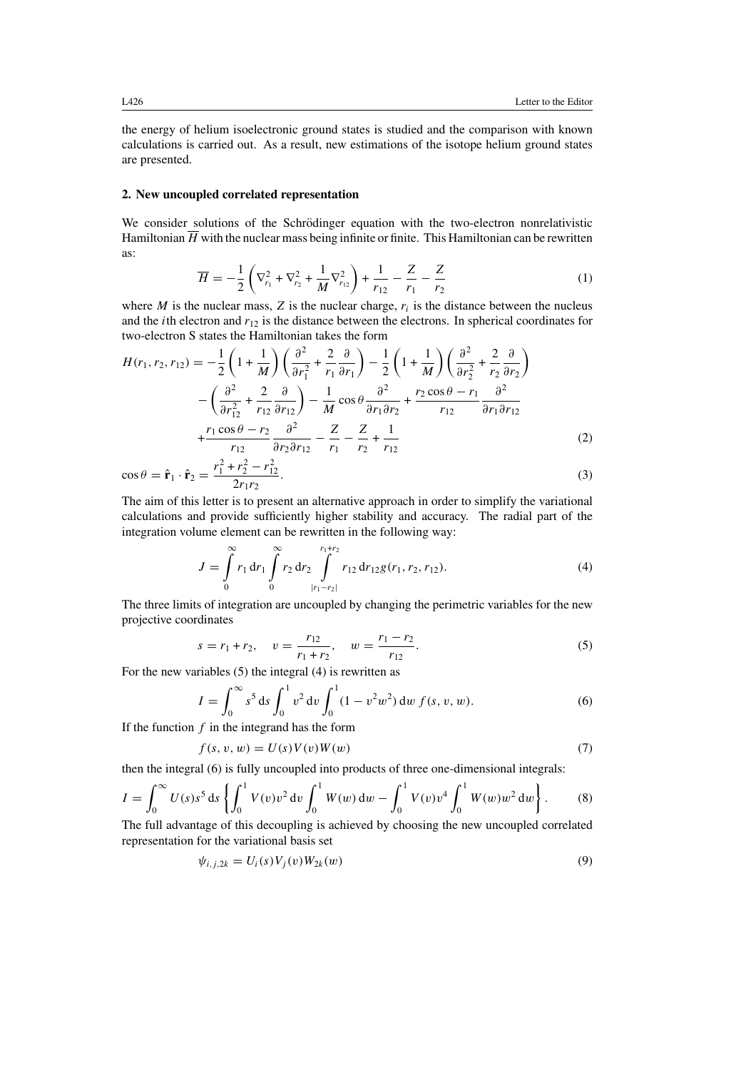the energy of helium isoelectronic ground states is studied and the comparison with known calculations is carried out. As a result, new estimations of the isotope helium ground states are presented.

## 2. New uncoupled correlated representation

We consider solutions of the Schrödinger equation with the two-electron nonrelativistic Hamiltonian $\overline{H}$ with the nuclear mass being infinite or finite. This Hamiltonian can be rewritten as:

$$\overline{H} = -\frac{1}{2}\left(\nabla_{r_1}^2 + \nabla_{r_2}^2 + \frac{1}{M}\nabla_{r_{12}}^2\right) + \frac{1}{r_{12}} - \frac{Z}{r_1} - \frac{Z}{r_2} \tag{1}$$

where $M$ is the nuclear mass, $Z$ is the nuclear charge, $r_i$ is the distance between the nucleus and the $i$th electron and $r_{12}$ is the distance between the electrons. In spherical coordinates for two-electron S states the Hamiltonian takes the form

$$\begin{aligned} H(r_1, r_2, r_{12}) = &-\frac{1}{2}\left(1+\frac{1}{M}\right)\left(\frac{\partial^2}{\partial r_1^2} + \frac{2}{r_1}\frac{\partial}{\partial r_1}\right) - \frac{1}{2}\left(1+\frac{1}{M}\right)\left(\frac{\partial^2}{\partial r_2^2} + \frac{2}{r_2}\frac{\partial}{\partial r_2}\right) \\ &- \left(\frac{\partial^2}{\partial r_{12}^2} + \frac{2}{r_{12}}\frac{\partial}{\partial r_{12}}\right) - \frac{1}{M}\cos\theta\frac{\partial^2}{\partial r_1 \partial r_2} + \frac{r_2\cos\theta - r_1}{r_{12}}\frac{\partial^2}{\partial r_1 \partial r_{12}} \\ &+ \frac{r_1\cos\theta - r_2}{r_{12}}\frac{\partial^2}{\partial r_2 \partial r_{12}} - \frac{Z}{r_1} - \frac{Z}{r_2} + \frac{1}{r_{12}} \end{aligned} \tag{2}$$

$$\cos\theta = \hat{\mathbf{r}}_1 \cdot \hat{\mathbf{r}}_2 = \frac{r_1^2 + r_2^2 - r_{12}^2}{2r_1 r_2}. \tag{3}$$

The aim of this letter is to present an alternative approach in order to simplify the variational calculations and provide sufficiently higher stability and accuracy. The radial part of the integration volume element can be rewritten in the following way:

$$J = \int_0^\infty r_1\,\mathrm{d}r_1 \int_0^\infty r_2\,\mathrm{d}r_2 \int_{|r_1 - r_2|}^{r_1 + r_2} r_{12}\,\mathrm{d}r_{12}\, g(r_1, r_2, r_{12}). \tag{4}$$

The three limits of integration are uncoupled by changing the perimetric variables for the new projective coordinates

$$s = r_1 + r_2, \quad v = \frac{r_{12}}{r_1 + r_2}, \quad w = \frac{r_1 - r_2}{r_{12}}. \tag{5}$$

For the new variables (5) the integral (4) is rewritten as

$$I = \int_0^\infty s^5\,\mathrm{d}s \int_0^1 v^2\,\mathrm{d}v \int_0^1 (1 - v^2 w^2)\,\mathrm{d}w\, f(s, v, w). \tag{6}$$

If the function $f$ in the integrand has the form

$$f(s, v, w) = U(s)V(v)W(w) \tag{7}$$

then the integral (6) is fully uncoupled into products of three one-dimensional integrals:

$$I = \int_0^\infty U(s)s^5\,\mathrm{d}s \left\{ \int_0^1 V(v)v^2\,\mathrm{d}v \int_0^1 W(w)\,\mathrm{d}w - \int_0^1 V(v)v^4 \int_0^1 W(w)w^2\,\mathrm{d}w \right\}. \tag{8}$$

The full advantage of this decoupling is achieved by choosing the new uncoupled correlated representation for the variational basis set

$$\psi_{i,j,2k} = U_i(s)V_j(v)W_{2k}(w) \tag{9}$$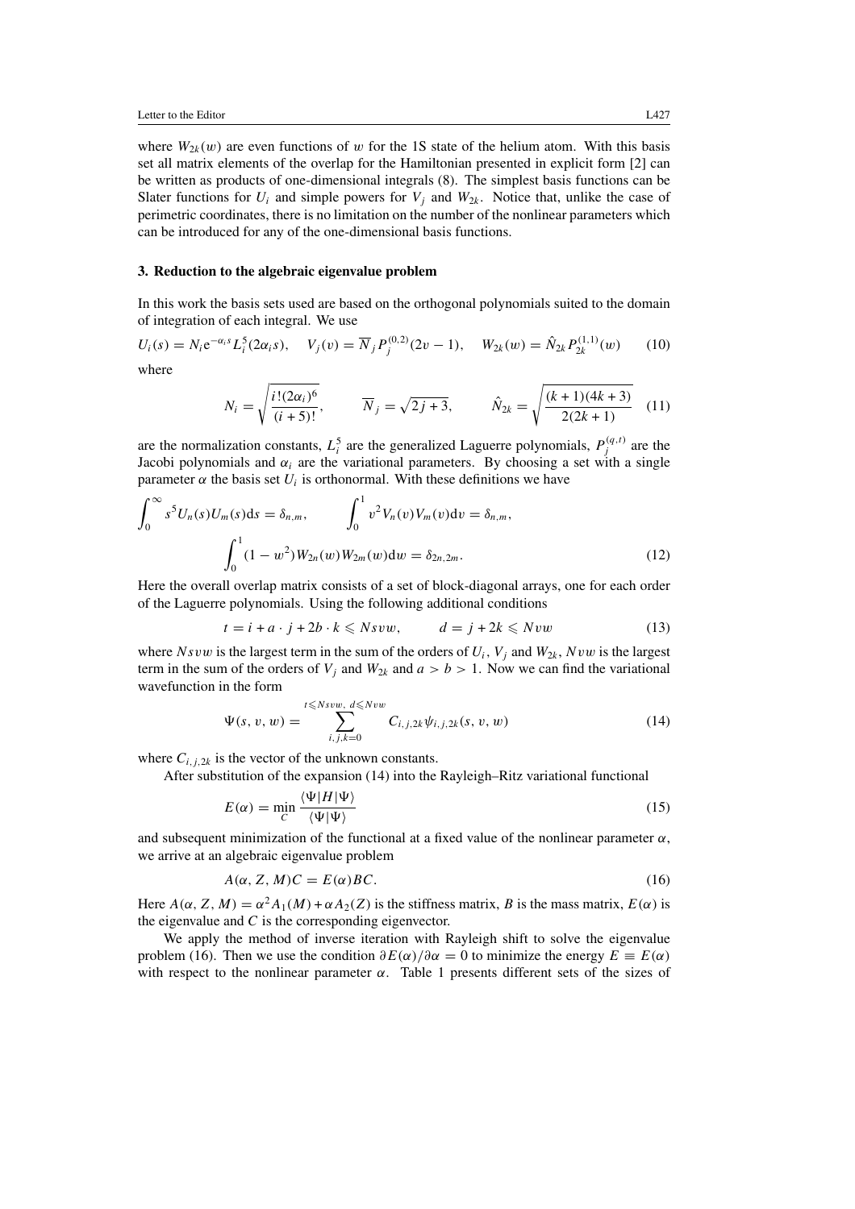where $W_{2k}(w)$ are even functions of $w$ for the 1S state of the helium atom. With this basis set all matrix elements of the overlap for the Hamiltonian presented in explicit form [2] can be written as products of one-dimensional integrals (8). The simplest basis functions can be Slater functions for $U_i$ and simple powers for $V_j$ and $W_{2k}$. Notice that, unlike the case of perimetric coordinates, there is no limitation on the number of the nonlinear parameters which can be introduced for any of the one-dimensional basis functions.

### 3. Reduction to the algebraic eigenvalue problem

In this work the basis sets used are based on the orthogonal polynomials suited to the domain of integration of each integral. We use

$$U_i(s) = N_i e^{-\alpha_i s} L_i^5(2\alpha_i s), \qquad V_j(v) = \overline{N}_j P_j^{(0,2)}(2v-1), \qquad W_{2k}(w) = \hat{N}_{2k} P_{2k}^{(1,1)}(w) \tag{10}$$

where

$$N_i = \sqrt{\frac{i!(2\alpha_i)^6}{(i+5)!}}, \qquad \overline{N}_j = \sqrt{2j+3}, \qquad \hat{N}_{2k} = \sqrt{\frac{(k+1)(4k+3)}{2(2k+1)}} \tag{11}$$

are the normalization constants, $L_i^5$ are the generalized Laguerre polynomials, $P_j^{(q,t)}$ are the Jacobi polynomials and $\alpha_i$ are the variational parameters. By choosing a set with a single parameter $\alpha$ the basis set $U_i$ is orthonormal. With these definitions we have

$$\int_0^\infty s^5 U_n(s) U_m(s)\,\mathrm{d}s = \delta_{n,m}, \qquad \int_0^1 v^2 V_n(v) V_m(v)\,\mathrm{d}v = \delta_{n,m},$$
$$\int_0^1 (1-w^2) W_{2n}(w) W_{2m}(w)\,\mathrm{d}w = \delta_{2n,2m}. \tag{12}$$

Here the overall overlap matrix consists of a set of block-diagonal arrays, one for each order of the Laguerre polynomials. Using the following additional conditions

$$t = i + a \cdot j + 2b \cdot k \leqslant Nsvw, \qquad d = j + 2k \leqslant Nvw \tag{13}$$

where $Nsvw$ is the largest term in the sum of the orders of $U_i$, $V_j$ and $W_{2k}$, $Nvw$ is the largest term in the sum of the orders of $V_j$ and $W_{2k}$ and $a > b > 1$. Now we can find the variational wavefunction in the form

$$\Psi(s, v, w) = \sum_{i,j,k=0}^{t \leqslant Nsvw,\ d \leqslant Nvw} C_{i,j,2k} \psi_{i,j,2k}(s, v, w) \tag{14}$$

where $C_{i,j,2k}$ is the vector of the unknown constants.

After substitution of the expansion (14) into the Rayleigh–Ritz variational functional

$$E(\alpha) = \min_C \frac{\langle \Psi | H | \Psi \rangle}{\langle \Psi | \Psi \rangle} \tag{15}$$

and subsequent minimization of the functional at a fixed value of the nonlinear parameter $\alpha$, we arrive at an algebraic eigenvalue problem

$$A(\alpha, Z, M)C = E(\alpha)BC. \tag{16}$$

Here $A(\alpha, Z, M) = \alpha^2 A_1(M) + \alpha A_2(Z)$ is the stiffness matrix, $B$ is the mass matrix, $E(\alpha)$ is the eigenvalue and $C$ is the corresponding eigenvector.

We apply the method of inverse iteration with Rayleigh shift to solve the eigenvalue problem (16). Then we use the condition $\partial E(\alpha)/\partial \alpha = 0$ to minimize the energy $E \equiv E(\alpha)$ with respect to the nonlinear parameter $\alpha$. Table 1 presents different sets of the sizes of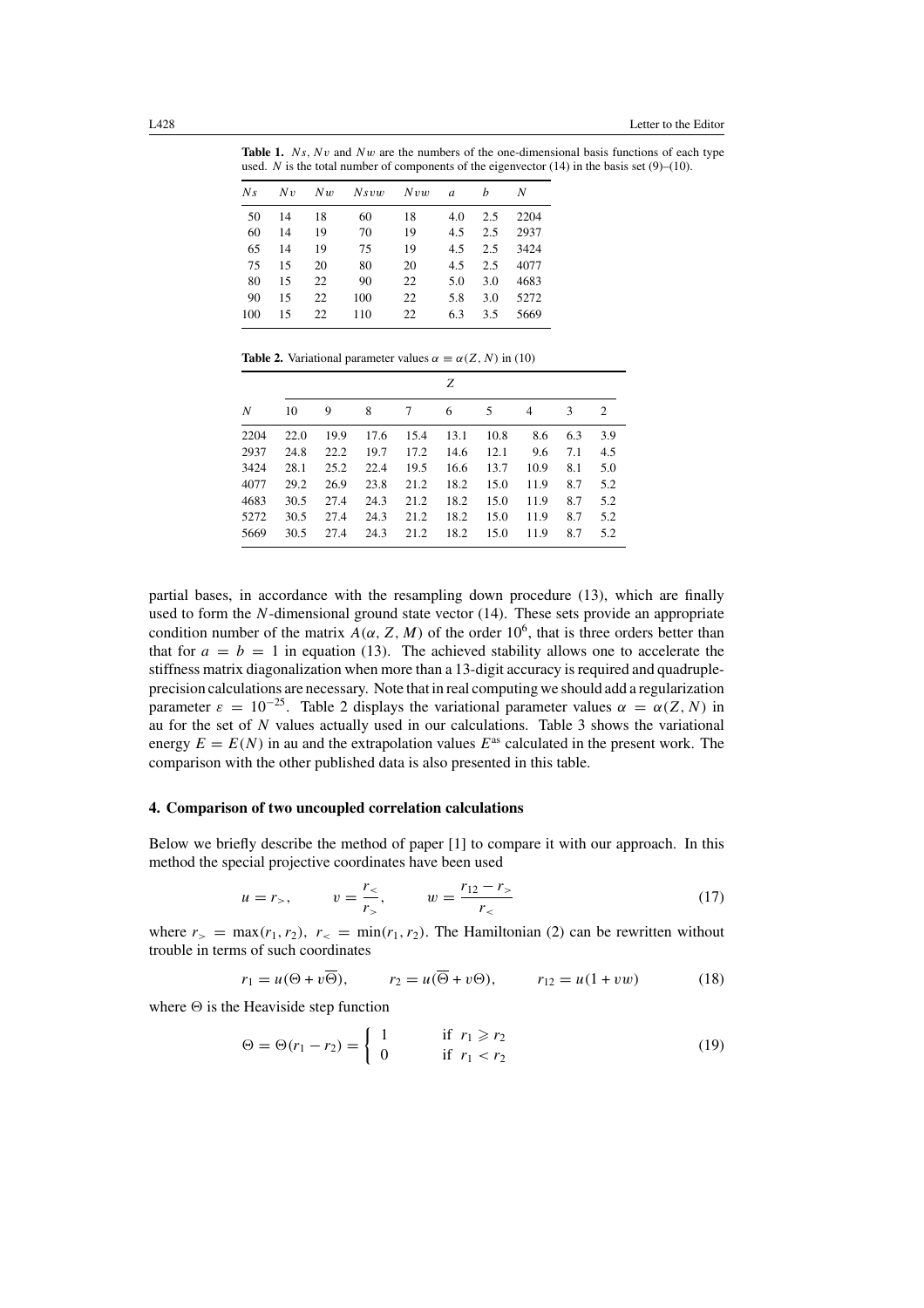**Table 1.** $Ns$, $Nv$ and $Nw$ are the numbers of the one-dimensional basis functions of each type used. $N$ is the total number of components of the eigenvector (14) in the basis set (9)–(10).

| $Ns$ | $Nv$ | $Nw$ | $Nsvw$ | $Nvw$ | $a$ | $b$ | $N$ |
|---|---|---|---|---|---|---|---|
| 50 | 14 | 18 | 60 | 18 | 4.0 | 2.5 | 2204 |
| 60 | 14 | 19 | 70 | 19 | 4.5 | 2.5 | 2937 |
| 65 | 14 | 19 | 75 | 19 | 4.5 | 2.5 | 3424 |
| 75 | 15 | 20 | 80 | 20 | 4.5 | 2.5 | 4077 |
| 80 | 15 | 22 | 90 | 22 | 5.0 | 3.0 | 4683 |
| 90 | 15 | 22 | 100 | 22 | 5.8 | 3.0 | 5272 |
| 100 | 15 | 22 | 110 | 22 | 6.3 | 3.5 | 5669 |

**Table 2.** Variational parameter values $\alpha \equiv \alpha(Z, N)$ in (10)

| | $Z$ | | | | | | | | |
|---|---|---|---|---|---|---|---|---|---|
| $N$ | 10 | 9 | 8 | 7 | 6 | 5 | 4 | 3 | 2 |
| 2204 | 22.0 | 19.9 | 17.6 | 15.4 | 13.1 | 10.8 | 8.6 | 6.3 | 3.9 |
| 2937 | 24.8 | 22.2 | 19.7 | 17.2 | 14.6 | 12.1 | 9.6 | 7.1 | 4.5 |
| 3424 | 28.1 | 25.2 | 22.4 | 19.5 | 16.6 | 13.7 | 10.9 | 8.1 | 5.0 |
| 4077 | 29.2 | 26.9 | 23.8 | 21.2 | 18.2 | 15.0 | 11.9 | 8.7 | 5.2 |
| 4683 | 30.5 | 27.4 | 24.3 | 21.2 | 18.2 | 15.0 | 11.9 | 8.7 | 5.2 |
| 5272 | 30.5 | 27.4 | 24.3 | 21.2 | 18.2 | 15.0 | 11.9 | 8.7 | 5.2 |
| 5669 | 30.5 | 27.4 | 24.3 | 21.2 | 18.2 | 15.0 | 11.9 | 8.7 | 5.2 |

partial bases, in accordance with the resampling down procedure (13), which are finally used to form the $N$-dimensional ground state vector (14). These sets provide an appropriate condition number of the matrix $A(\alpha, Z, M)$ of the order $10^6$, that is three orders better than that for $a = b = 1$ in equation (13). The achieved stability allows one to accelerate the stiffness matrix diagonalization when more than a 13-digit accuracy is required and quadruple-precision calculations are necessary. Note that in real computing we should add a regularization parameter $\varepsilon = 10^{-25}$. Table 2 displays the variational parameter values $\alpha = \alpha(Z, N)$ in au for the set of $N$ values actually used in our calculations. Table 3 shows the variational energy $E = E(N)$ in au and the extrapolation values $E^{\rm as}$ calculated in the present work. The comparison with the other published data is also presented in this table.

## 4. Comparison of two uncoupled correlation calculations

Below we briefly describe the method of paper [1] to compare it with our approach. In this method the special projective coordinates have been used

$$u = r_>, \qquad v = \frac{r_<}{r_>}, \qquad w = \frac{r_{12} - r_>}{r_<} \tag{17}$$

where $r_> = \max(r_1, r_2)$, $r_< = \min(r_1, r_2)$. The Hamiltonian (2) can be rewritten without trouble in terms of such coordinates

$$r_1 = u(\Theta + v\overline{\Theta}), \qquad r_2 = u(\overline{\Theta} + v\Theta), \qquad r_{12} = u(1 + vw) \tag{18}$$

where $\Theta$ is the Heaviside step function

$$\Theta = \Theta(r_1 - r_2) = \begin{cases} 1 & \text{if } r_1 \geqslant r_2 \\ 0 & \text{if } r_1 < r_2 \end{cases} \tag{19}$$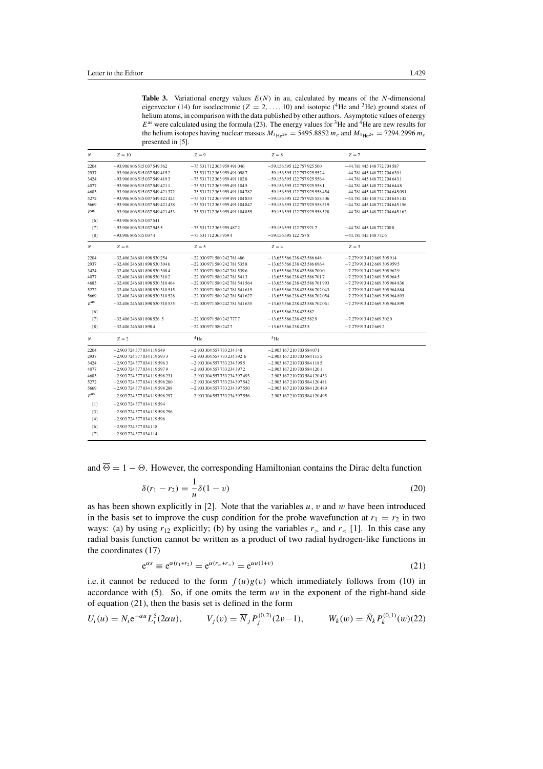**Table 3.** Variational energy values $E(N)$ in au, calculated by means of the $N$-dimensional eigenvector (14) for isoelectronic ($Z = 2, \ldots, 10$) and isotopic ($^4$He and $^3$He) ground states of helium atoms, in comparison with the data published by other authors. Asymptotic values of energy $E^{\rm as}$ were calculated using the formula (23). The energy values for $^3$He and $^4$He are new results for the helium isotopes having nuclear masses $M_{^3\mathrm{He}^{2+}} = 5495.8852\, m_e$ and $M_{^4\mathrm{He}^{2+}} = 7294.2996\, m_e$ presented in [5].

| $N$ | $Z = 10$ | $Z = 9$ | $Z = 8$ | $Z = 7$ |
|---|---|---|---|---|
| 2204 | −93.906 806 515 037 549 362 | −75.531 712 363 959 491 046 | −59.156 595 122 757 925 500 | −44.781 445 148 772 704 587 |
| 2937 | −93.906 806 515 037 549 415 2 | −75.531 712 363 959 491 098 7 | −59.156 595 122 757 925 552 4 | −44.781 445 148 772 704 639 1 |
| 3424 | −93.906 806 515 037 549 419 3 | −75.531 712 363 959 491 102 8 | −59.156 595 122 757 925 556 4 | −44.781 445 148 772 704 643 1 |
| 4077 | −93.906 806 515 037 549 421 1 | −75.531 712 363 959 491 104 5 | −59.156 595 122 757 925 558 1 | −44.781 445 148 772 704 644 8 |
| 4683 | −93.906 806 515 037 549 421 372 | −75.531 712 363 959 491 104 782 | −59.156 595 122 757 925 558 454 | −44.781 445 148 772 704 645 091 |
| 5272 | −93.906 806 515 037 549 421 424 | −75.531 712 363 959 491 104 833 | −59.156 595 122 757 925 558 506 | −44.781 445 148 772 704 645 142 |
| 5669 | −93.906 806 515 037 549 421 438 | −75.531 712 363 959 491 104 847 | −59.156 595 122 757 925 558 519 | −44.781 445 148 772 704 645 156 |
| $E^{\rm as}$ | −93.906 806 515 037 549 421 453 | −75.531 712 363 959 491 104 855 | −59.156 595 122 757 925 558 528 | −44.781 445 148 772 704 645 162 |
| [6] | −93.906 806 515 037 541 | | | |
| [7] | −93.906 806 515 037 545 5 | −75.531 712 363 959 487 2 | −59.156 595 122 757 921 7 | −44.781 445 148 772 700 8 |
| [8] | −93.906 806 515 037 4 | −75.531 712 363 959 4 | −59.156 595 122 757 8 | −44.781 445 148 772 6 |
| $N$ | $Z = 6$ | $Z = 5$ | $Z = 4$ | $Z = 3$ |
| 2204 | −32.406 246 601 898 530 254 | −22.030 971 580 242 781 486 | −13.655 566 238 423 586 648 | −7.279 913 412 669 305 914 |
| 2937 | −32.406 246 601 898 530 304 6 | −22.030 971 580 242 781 535 8 | −13.655 566 238 423 586 696 4 | −7.279 913 412 669 305 959 5 |
| 3424 | −32.406 246 601 898 530 308 4 | −22.030 971 580 242 781 539 6 | −13.655 566 238 423 586 700 0 | −7.279 913 412 669 305 962 9 |
| 4077 | −32.406 246 601 898 530 310 2 | −22.030 971 580 242 781 541 3 | −13.655 566 238 423 586 701 7 | −7.279 913 412 669 305 964 5 |
| 4683 | −32.406 246 601 898 530 310 464 | −22.030 971 580 242 781 541 564 | −13.655 566 238 423 586 701 993 | −7.279 913 412 669 305 964 836 |
| 5272 | −32.406 246 601 898 530 310 515 | −22.030 971 580 242 781 541 615 | −13.655 566 238 423 586 702 043 | −7.279 913 412 669 305 964 884 |
| 5669 | −32.406 246 601 898 530 310 528 | −22.030 971 580 242 781 541 627 | −13.655 566 238 423 586 702 054 | −7.279 913 412 669 305 964 893 |
| $E^{\rm as}$ | −32.406 246 601 898 530 310 535 | −22.030 971 580 242 781 541 635 | −13.655 566 238 423 586 702 061 | −7.279 913 412 669 305 964 899 |
| [6] | | | −13.655 566 238 423 582 | |
| [7] | −32.406 246 601 898 526 5 | −22.030 971 580 242 777 7 | −13.655 566 238 423 582 9 | −7.279 913 412 669 302 0 |
| [8] | −32.406 246 601 898 4 | −22.030 971 580 242 7 | −13.655 566 238 423 5 | −7.279 913 412 669 2 |
| $N$ | $Z = 2$ | $^4$He | $^3$He | |
| 2204 | −2.903 724 377 034 119 549 | −2.903 304 557 733 234 348 | −2.903 167 210 703 584 071 | |
| 2937 | −2.903 724 377 034 119 593 3 | −2.903 304 557 733 234 392 6 | −2.903 167 210 703 584 115 5 | |
| 3424 | −2.903 724 377 034 119 596 3 | −2.903 304 557 733 234 395 5 | −2.903 167 210 703 584 118 5 | |
| 4077 | −2.903 724 377 034 119 597 9 | −2.903 304 557 733 234 397 2 | −2.903 167 210 703 584 120 1 | |
| 4683 | −2.903 724 377 034 119 598 231 | −2.903 304 557 733 234 397 493 | −2.903 167 210 703 584 120 433 | |
| 5272 | −2.903 724 377 034 119 598 280 | −2.903 304 557 733 234 397 542 | −2.903 167 210 703 584 120 481 | |
| 5669 | −2.903 724 377 034 119 598 288 | −2.903 304 557 733 234 397 550 | −2.903 167 210 703 584 120 489 | |
| $E^{\rm as}$ | −2.903 724 377 034 119 598 297 | −2.903 304 557 733 234 397 556 | −2.903 167 210 703 584 120 495 | |
| [1] | −2.903 724 377 034 119 594 | | | |
| [3] | −2.903 724 377 034 119 598 296 | | | |
| [4] | −2.903 724 377 034 119 596 | | | |
| [6] | −2.903 724 377 034 118 | | | |
| [7] | −2.903 724 377 034 114 | | | |

and $\overline{\Theta} = 1 - \Theta$. However, the corresponding Hamiltonian contains the Dirac delta function

$$\delta(r_1 - r_2) = \frac{1}{u}\delta(1 - v) \tag{20}$$

as has been shown explicitly in [2]. Note that the variables $u$, $v$ and $w$ have been introduced in the basis set to improve the cusp condition for the probe wavefunction at $r_1 = r_2$ in two ways: (a) by using $r_{12}$ explicitly; (b) by using the variables $r_>$ and $r_<$ [1]. In this case any radial basis function cannot be written as a product of two radial hydrogen-like functions in the coordinates (17)

$$\mathrm{e}^{\alpha s} \equiv \mathrm{e}^{\alpha(r_1+r_2)} = \mathrm{e}^{\alpha(r_>+r_<)} = \mathrm{e}^{\alpha u(1+v)} \tag{21}$$

i.e. it cannot be reduced to the form $f(u)g(v)$ which immediately follows from (10) in accordance with (5). So, if one omits the term $uv$ in the exponent of the right-hand side of equation (21), then the basis set is defined in the form

$$U_i(u) = N_i \mathrm{e}^{-\alpha u} L_i^5(2\alpha u), \qquad V_j(v) = \overline{N}_j P_j^{(0,2)}(2v-1), \qquad W_k(w) = \tilde{N}_k P_k^{(0,1)}(w) \tag{22}$$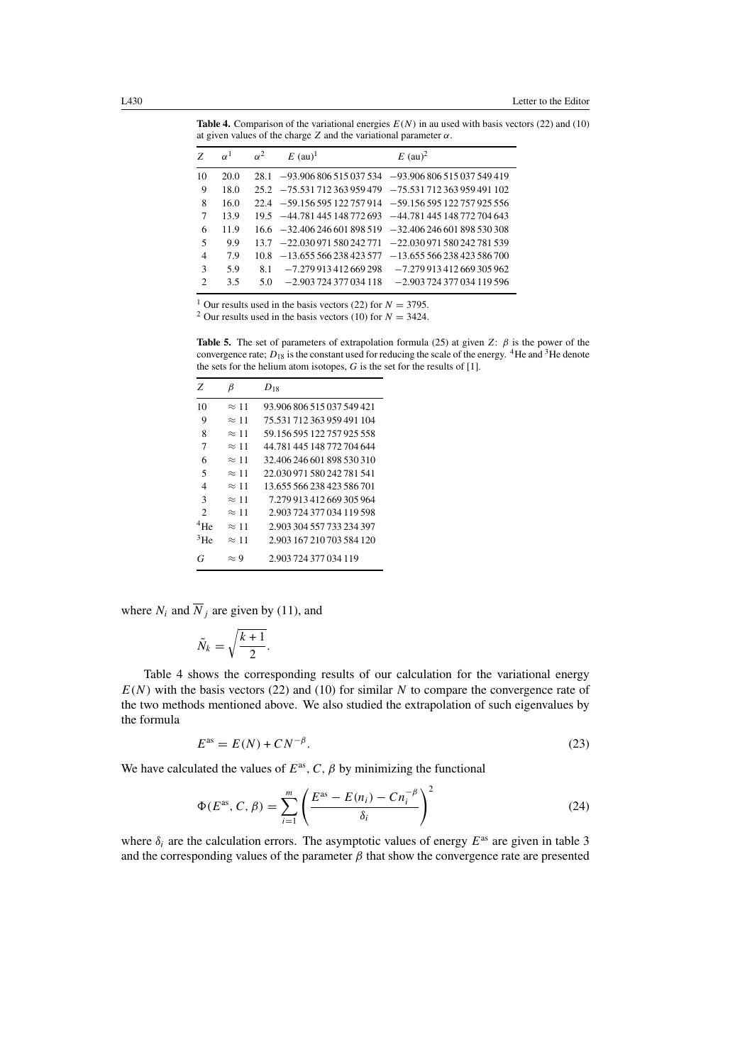**Table 4.** Comparison of the variational energies $E(N)$ in au used with basis vectors (22) and (10) at given values of the charge $Z$ and the variational parameter $\alpha$.

| $Z$ | $\alpha^1$ | $\alpha^2$ | $E$ (au)[1] | $E$ (au)[2] |
|---|---|---|---|---|
| 10 | 20.0 | 28.1 | −93.906 806 515 037 534 | −93.906 806 515 037 549 419 |
| 9 | 18.0 | 25.2 | −75.531 712 363 959 479 | −75.531 712 363 959 491 102 |
| 8 | 16.0 | 22.4 | −59.156 595 122 757 914 | −59.156 595 122 757 925 556 |
| 7 | 13.9 | 19.5 | −44.781 445 148 772 693 | −44.781 445 148 772 704 643 |
| 6 | 11.9 | 16.6 | −32.406 246 601 898 519 | −32.406 246 601 898 530 308 |
| 5 | 9.9 | 13.7 | −22.030 971 580 242 771 | −22.030 971 580 242 781 539 |
| 4 | 7.9 | 10.8 | −13.655 566 238 423 577 | −13.655 566 238 423 586 700 |
| 3 | 5.9 | 8.1 | −7.279 913 412 669 298 | −7.279 913 412 669 305 962 |
| 2 | 3.5 | 5.0 | −2.903 724 377 034 118 | −2.903 724 377 034 119 596 |

[1] Our results used in the basis vectors (22) for $N = 3795$.

[2] Our results used in the basis vectors (10) for $N = 3424$.

**Table 5.** The set of parameters of extrapolation formula (25) at given $Z$: $\beta$ is the power of the convergence rate; $D_{18}$ is the constant used for reducing the scale of the energy. $^4$He and $^3$He denote the sets for the helium atom isotopes, $G$ is the set for the results of [1].

| $Z$ | $\beta$ | $D_{18}$ |
|---|---|---|
| 10 | $\approx 11$ | 93.906 806 515 037 549 421 |
| 9 | $\approx 11$ | 75.531 712 363 959 491 104 |
| 8 | $\approx 11$ | 59.156 595 122 757 925 558 |
| 7 | $\approx 11$ | 44.781 445 148 772 704 644 |
| 6 | $\approx 11$ | 32.406 246 601 898 530 310 |
| 5 | $\approx 11$ | 22.030 971 580 242 781 541 |
| 4 | $\approx 11$ | 13.655 566 238 423 586 701 |
| 3 | $\approx 11$ | 7.279 913 412 669 305 964 |
| 2 | $\approx 11$ | 2.903 724 377 034 119 598 |
| $^4$He | $\approx 11$ | 2.903 304 557 733 234 397 |
| $^3$He | $\approx 11$ | 2.903 167 210 703 584 120 |
| $G$ | $\approx 9$ | 2.903 724 377 034 119 |

where $N_i$ and $\overline{N}_j$ are given by (11), and

$$\tilde{N}_k = \sqrt{\frac{k+1}{2}}.$$

Table 4 shows the corresponding results of our calculation for the variational energy $E(N)$ with the basis vectors (22) and (10) for similar $N$ to compare the convergence rate of the two methods mentioned above. We also studied the extrapolation of such eigenvalues by the formula

$$E^{\mathrm{as}} = E(N) + CN^{-\beta}. \tag{23}$$

We have calculated the values of $E^{\mathrm{as}}$, $C$, $\beta$ by minimizing the functional

$$\Phi(E^{\mathrm{as}}, C, \beta) = \sum_{i=1}^{m} \left( \frac{E^{\mathrm{as}} - E(n_i) - Cn_i^{-\beta}}{\delta_i} \right)^2 \tag{24}$$

where $\delta_i$ are the calculation errors. The asymptotic values of energy $E^{\mathrm{as}}$ are given in table 3 and the corresponding values of the parameter $\beta$ that show the convergence rate are presented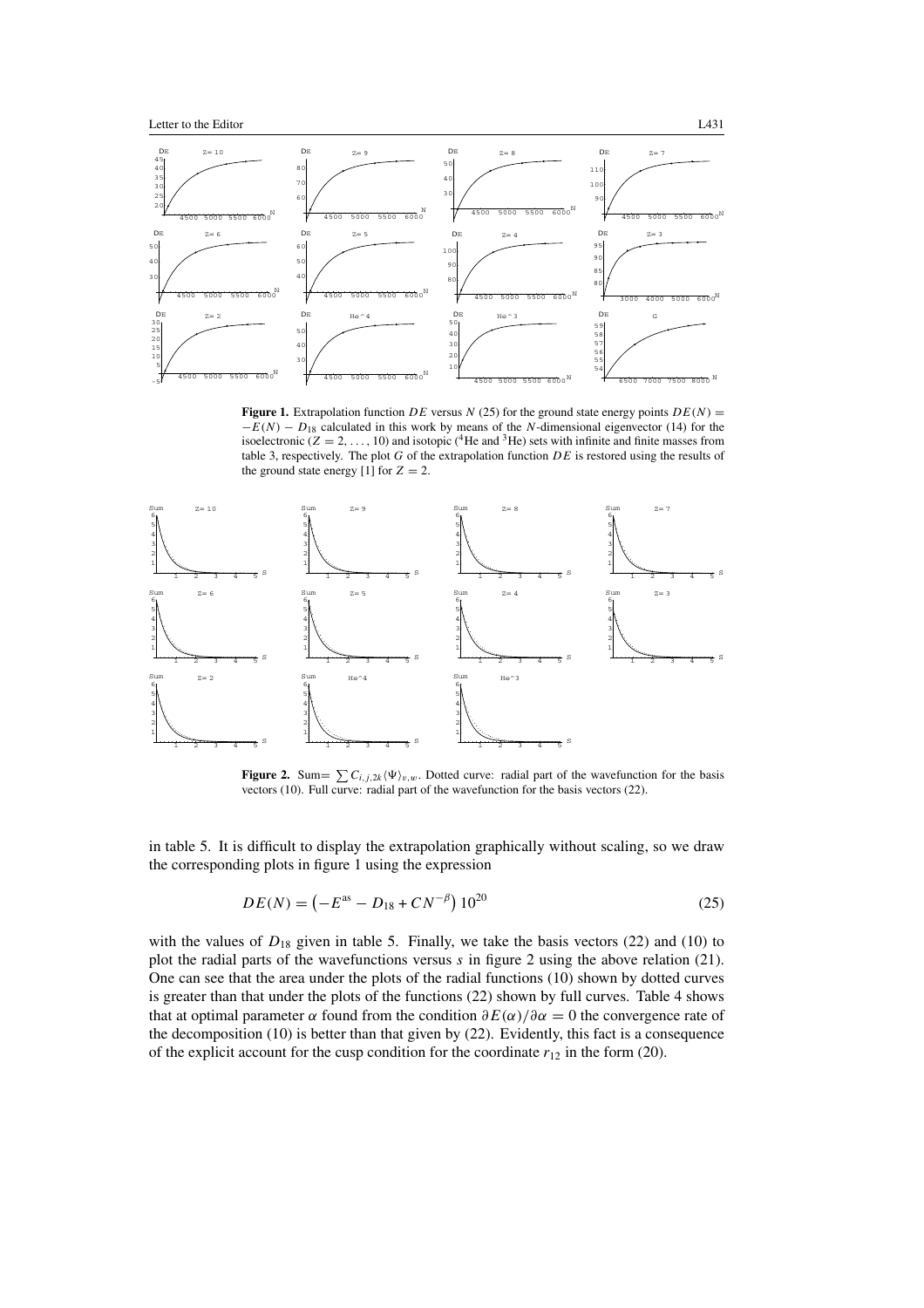**Figure 1.** Extrapolation function $DE$ versus $N$ (25) for the ground state energy points $DE(N) = -E(N) - D_{18}$ calculated in this work by means of the $N$-dimensional eigenvector (14) for the isoelectronic ($Z = 2, \ldots, 10$) and isotopic ($^4$He and $^3$He) sets with infinite and finite masses from table 3, respectively. The plot $G$ of the extrapolation function $DE$ is restored using the results of the ground state energy [1] for $Z = 2$.

**Figure 2.** Sum$= \sum C_{i,j,2k} \langle\Psi\rangle_{v,w}$. Dotted curve: radial part of the wavefunction for the basis vectors (10). Full curve: radial part of the wavefunction for the basis vectors (22).

in table 5. It is difficult to display the extrapolation graphically without scaling, so we draw the corresponding plots in figure 1 using the expression

$$DE(N) = \left(-E^{\mathrm{as}} - D_{18} + CN^{-\beta}\right) 10^{20} \tag{25}$$

with the values of $D_{18}$ given in table 5. Finally, we take the basis vectors (22) and (10) to plot the radial parts of the wavefunctions versus $s$ in figure 2 using the above relation (21). One can see that the area under the plots of the radial functions (10) shown by dotted curves is greater than that under the plots of the functions (22) shown by full curves. Table 4 shows that at optimal parameter $\alpha$ found from the condition $\partial E(\alpha)/\partial\alpha = 0$ the convergence rate of the decomposition (10) is better than that given by (22). Evidently, this fact is a consequence of the explicit account for the cusp condition for the coordinate $r_{12}$ in the form (20).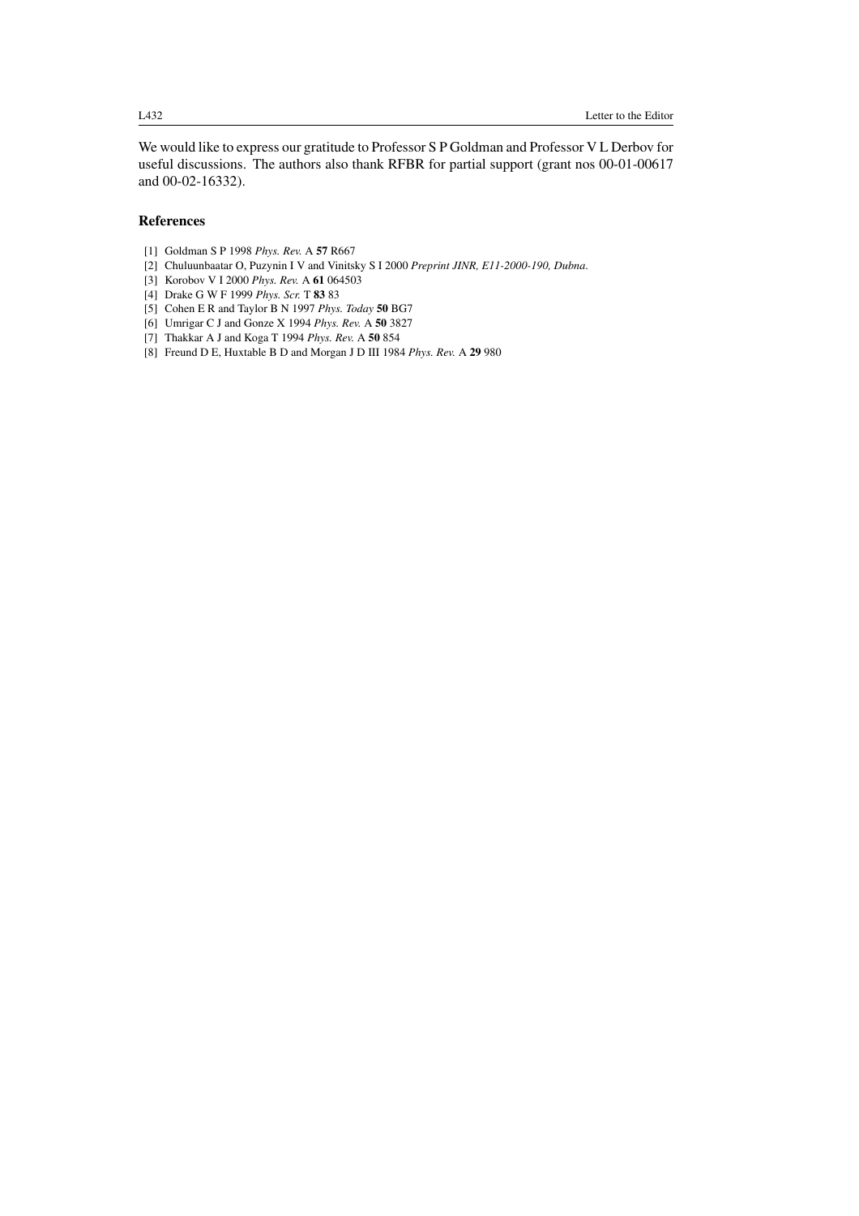We would like to express our gratitude to Professor S P Goldman and Professor V L Derbov for useful discussions. The authors also thank RFBR for partial support (grant nos 00-01-00617 and 00-02-16332).

## References

[1] Goldman S P 1998 *Phys. Rev.* A **57** R667
[2] Chuluunbaatar O, Puzynin I V and Vinitsky S I 2000 *Preprint JINR, E11-2000-190, Dubna*.
[3] Korobov V I 2000 *Phys. Rev.* A **61** 064503
[4] Drake G W F 1999 *Phys. Scr.* T **83** 83
[5] Cohen E R and Taylor B N 1997 *Phys. Today* **50** BG7
[6] Umrigar C J and Gonze X 1994 *Phys. Rev.* A **50** 3827
[7] Thakkar A J and Koga T 1994 *Phys. Rev.* A **50** 854
[8] Freund D E, Huxtable B D and Morgan J D III 1984 *Phys. Rev.* A **29** 980